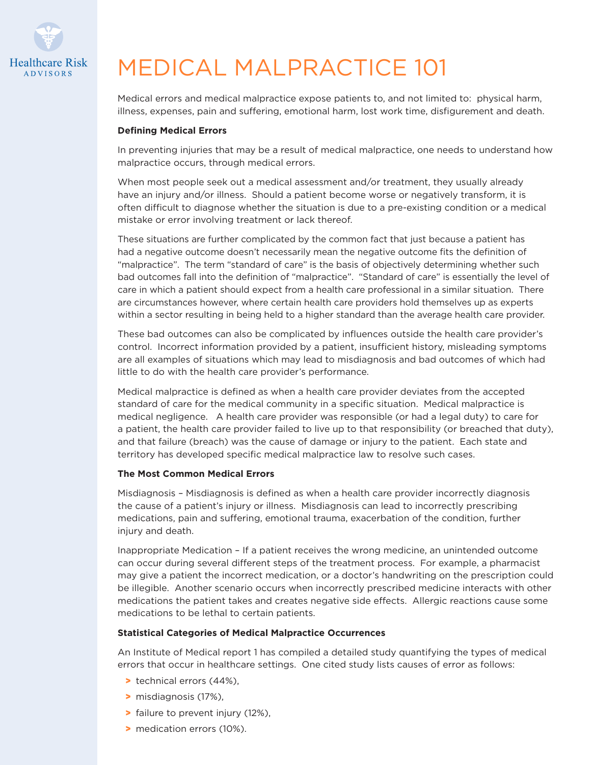# MEDICAL MALPRACTICE 101

Medical errors and medical malpractice expose patients to, and not limited to: physical harm, illness, expenses, pain and suffering, emotional harm, lost work time, disfigurement and death.

**Defining Medical Errors**

In preventing injuries that may be a result of medical malpractice, one needs to understand how malpractice occurs, through medical errors.

When most people seek out a medical assessment and/or treatment, they usually already have an injury and/or illness. Should a patient become worse or negatively transform, it is often difficult to diagnose whether the situation is due to a pre-existing condition or a medical mistake or error involving treatment or lack thereof.

These situations are further complicated by the common fact that just because a patient has had a negative outcome doesn't necessarily mean the negative outcome fits the definition of "malpractice". The term "standard of care" is the basis of objectively determining whether such bad outcomes fall into the definition of "malpractice". "Standard of care" is essentially the level of care in which a patient should expect from a health care professional in a similar situation. There are circumstances however, where certain health care providers hold themselves up as experts within a sector resulting in being held to a higher standard than the average health care provider.

These bad outcomes can also be complicated by influences outside the health care provider's control. Incorrect information provided by a patient, insufficient history, misleading symptoms are all examples of situations which may lead to misdiagnosis and bad outcomes of which had little to do with the health care provider's performance.

Medical malpractice is defined as when a health care provider deviates from the accepted standard of care for the medical community in a specific situation. Medical malpractice is medical negligence. A health care provider was responsible (or had a legal duty) to care for a patient, the health care provider failed to live up to that responsibility (or breached that duty), and that failure (breach) was the cause of damage or injury to the patient. Each state and territory has developed specific medical malpractice law to resolve such cases.

**The Most Common Medical Errors**

Misdiagnosis – Misdiagnosis is defined as when a health care provider incorrectly diagnosis the cause of a patient's injury or illness. Misdiagnosis can lead to incorrectly prescribing medications, pain and suffering, emotional trauma, exacerbation of the condition, further injury and death.

Inappropriate Medication – If a patient receives the wrong medicine, an unintended outcome can occur during several different steps of the treatment process. For example, a pharmacist may give a patient the incorrect medication, or a doctor's handwriting on the prescription could be illegible. Another scenario occurs when incorrectly prescribed medicine interacts with other medications the patient takes and creates negative side effects. Allergic reactions cause some medications to be lethal to certain patients.

**Statistical Categories of Medical Malpractice Occurrences**

An Institute of Medical report 1 has compiled a detailed study quantifying the types of medical errors that occur in healthcare settings. One cited study lists causes of error as follows:

- technical errors (44%),
- misdiagnosis (17%),
- failure to prevent injury (12%),
- medication errors (10%).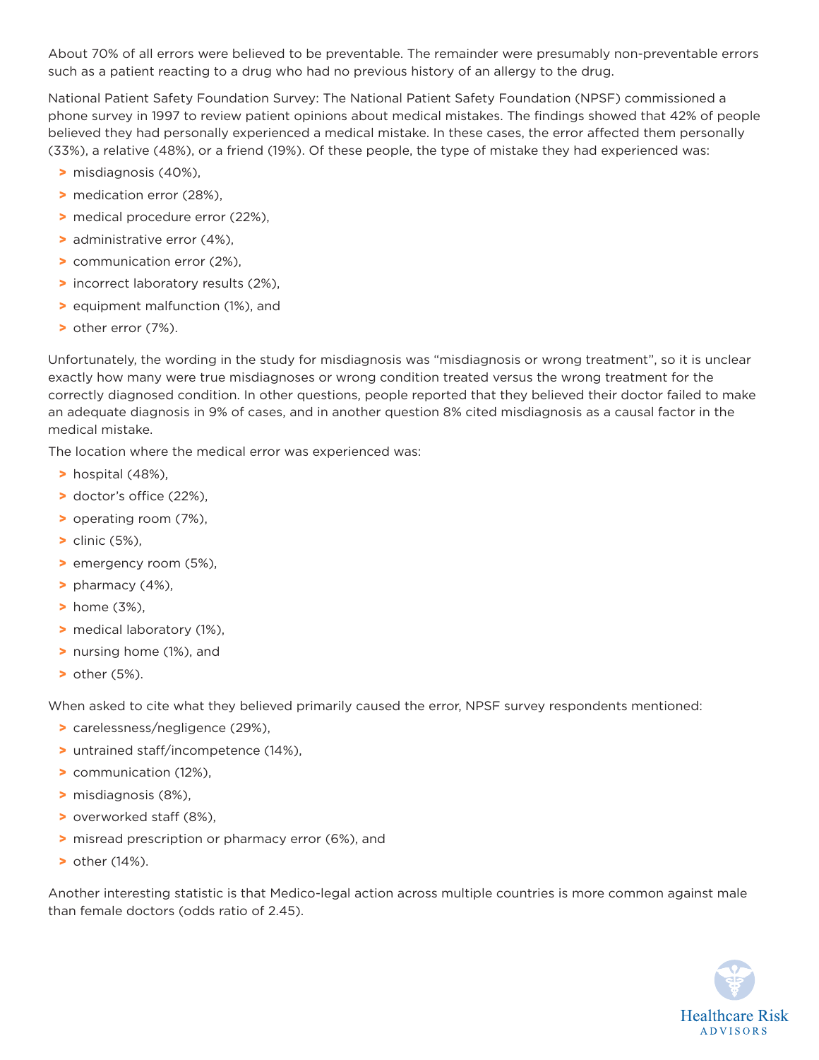About 70% of all errors were believed to be preventable. The remainder were presumably non-preventable errors such as a patient reacting to a drug who had no previous history of an allergy to the drug.

National Patient Safety Foundation Survey: The National Patient Safety Foundation (NPSF) commissioned a phone survey in 1997 to review patient opinions about medical mistakes. The findings showed that 42% of people believed they had personally experienced a medical mistake. In these cases, the error affected them personally (33%), a relative (48%), or a friend (19%). Of these people, the type of mistake they had experienced was:

- misdiagnosis (40%),
- medication error (28%),
- medical procedure error (22%),
- administrative error (4%),
- communication error (2%),
- incorrect laboratory results (2%),
- equipment malfunction (1%), and
- other error (7%).

Unfortunately, the wording in the study for misdiagnosis was "misdiagnosis or wrong treatment", so it is unclear exactly how many were true misdiagnoses or wrong condition treated versus the wrong treatment for the correctly diagnosed condition. In other questions, people reported that they believed their doctor failed to make an adequate diagnosis in 9% of cases, and in another question 8% cited misdiagnosis as a causal factor in the medical mistake.

The location where the medical error was experienced was:

- hospital (48%),
- doctor's office (22%),
- operating room (7%),
- clinic (5%),
- emergency room (5%),
- pharmacy (4%),
- home (3%),
- medical laboratory (1%),
- nursing home (1%), and
- other (5%).

When asked to cite what they believed primarily caused the error, NPSF survey respondents mentioned:

- carelessness/negligence (29%),
- untrained staff/incompetence (14%),
- communication (12%),
- misdiagnosis (8%),
- overworked staff (8%),
- misread prescription or pharmacy error (6%), and
- other (14%).

Another interesting statistic is that Medico-legal action across multiple countries is more common against male than female doctors (odds ratio of 2.45).

Healthcare Risk ADVISORS